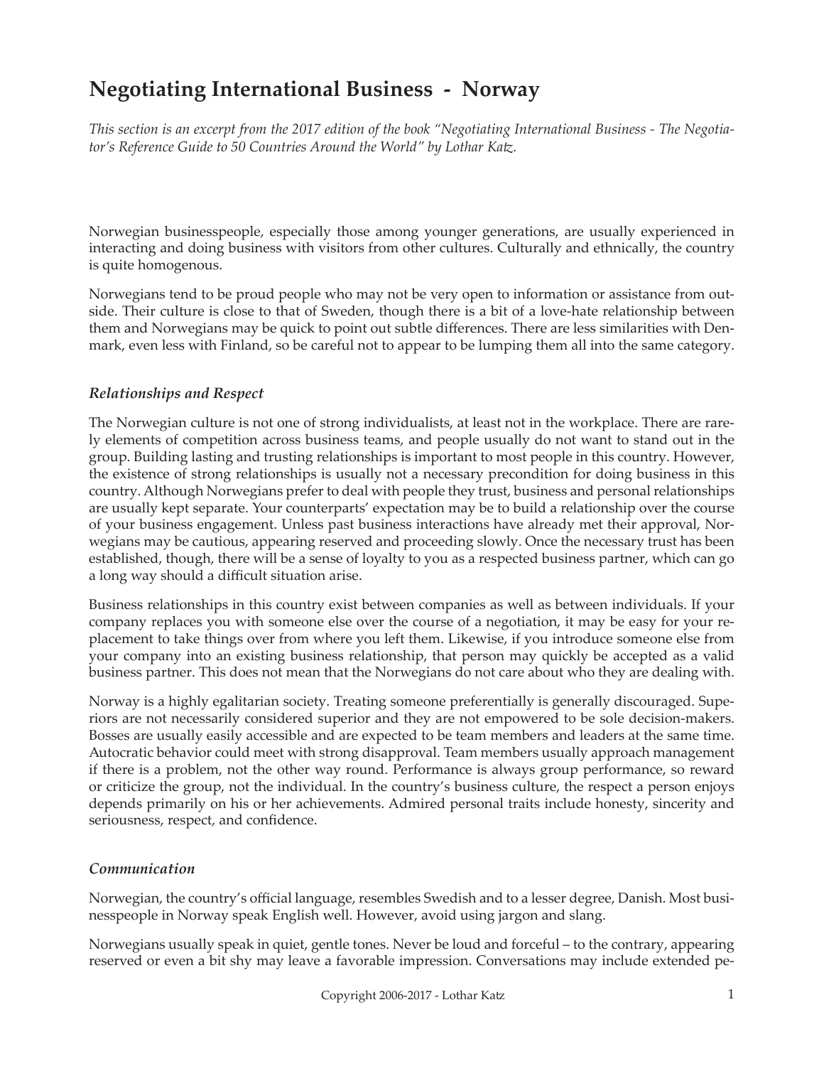# Negotiating International Business - Norway

*This section is an excerpt from the 2017 edition of the book "Negotiating International Business - The Negotiator's Reference Guide to 50 Countries Around the World" by Lothar Katz.*

Norwegian businesspeople, especially those among younger generations, are usually experienced in interacting and doing business with visitors from other cultures. Culturally and ethnically, the country is quite homogenous.

Norwegians tend to be proud people who may not be very open to information or assistance from outside. Their culture is close to that of Sweden, though there is a bit of a love-hate relationship between them and Norwegians may be quick to point out subtle differences. There are less similarities with Denmark, even less with Finland, so be careful not to appear to be lumping them all into the same category.

### *Relationships and Respect*

The Norwegian culture is not one of strong individualists, at least not in the workplace. There are rarely elements of competition across business teams, and people usually do not want to stand out in the group. Building lasting and trusting relationships is important to most people in this country. However, the existence of strong relationships is usually not a necessary precondition for doing business in this country. Although Norwegians prefer to deal with people they trust, business and personal relationships are usually kept separate. Your counterparts' expectation may be to build a relationship over the course of your business engagement. Unless past business interactions have already met their approval, Norwegians may be cautious, appearing reserved and proceeding slowly. Once the necessary trust has been established, though, there will be a sense of loyalty to you as a respected business partner, which can go a long way should a difficult situation arise.

Business relationships in this country exist between companies as well as between individuals. If your company replaces you with someone else over the course of a negotiation, it may be easy for your replacement to take things over from where you left them. Likewise, if you introduce someone else from your company into an existing business relationship, that person may quickly be accepted as a valid business partner. This does not mean that the Norwegians do not care about who they are dealing with.

Norway is a highly egalitarian society. Treating someone preferentially is generally discouraged. Superiors are not necessarily considered superior and they are not empowered to be sole decision-makers. Bosses are usually easily accessible and are expected to be team members and leaders at the same time. Autocratic behavior could meet with strong disapproval. Team members usually approach management if there is a problem, not the other way round. Performance is always group performance, so reward or criticize the group, not the individual. In the country's business culture, the respect a person enjoys depends primarily on his or her achievements. Admired personal traits include honesty, sincerity and seriousness, respect, and confidence.

### *Communication*

Norwegian, the country's official language, resembles Swedish and to a lesser degree, Danish. Most businesspeople in Norway speak English well. However, avoid using jargon and slang.

Norwegians usually speak in quiet, gentle tones. Never be loud and forceful – to the contrary, appearing reserved or even a bit shy may leave a favorable impression. Conversations may include extended pe-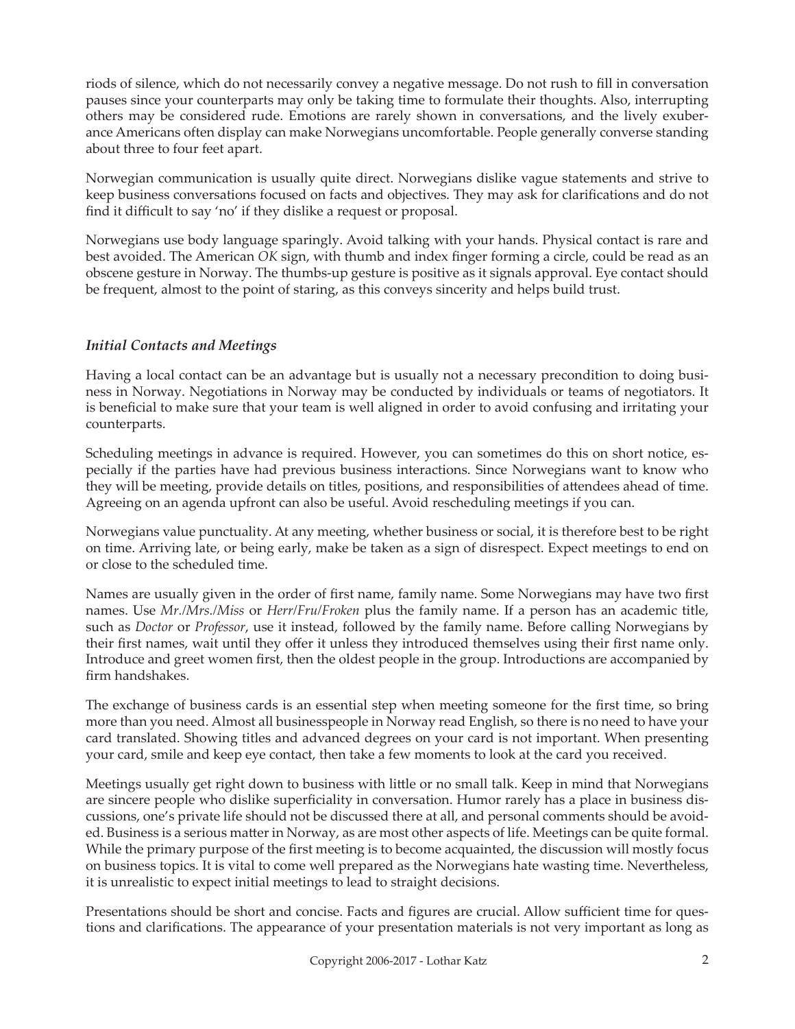riods of silence, which do not necessarily convey a negative message. Do not rush to fill in conversation pauses since your counterparts may only be taking time to formulate their thoughts. Also, interrupting others may be considered rude. Emotions are rarely shown in conversations, and the lively exuberance Americans often display can make Norwegians uncomfortable. People generally converse standing about three to four feet apart.

Norwegian communication is usually quite direct. Norwegians dislike vague statements and strive to keep business conversations focused on facts and objectives. They may ask for clarifications and do not find it difficult to say 'no' if they dislike a request or proposal.

Norwegians use body language sparingly. Avoid talking with your hands. Physical contact is rare and best avoided. The American *OK* sign, with thumb and index finger forming a circle, could be read as an obscene gesture in Norway. The thumbs-up gesture is positive as it signals approval. Eye contact should be frequent, almost to the point of staring, as this conveys sincerity and helps build trust.

### *Initial Contacts and Meetings*

Having a local contact can be an advantage but is usually not a necessary precondition to doing business in Norway. Negotiations in Norway may be conducted by individuals or teams of negotiators. It is beneficial to make sure that your team is well aligned in order to avoid confusing and irritating your counterparts.

Scheduling meetings in advance is required. However, you can sometimes do this on short notice, especially if the parties have had previous business interactions. Since Norwegians want to know who they will be meeting, provide details on titles, positions, and responsibilities of attendees ahead of time. Agreeing on an agenda upfront can also be useful. Avoid rescheduling meetings if you can.

Norwegians value punctuality. At any meeting, whether business or social, it is therefore best to be right on time. Arriving late, or being early, make be taken as a sign of disrespect. Expect meetings to end on or close to the scheduled time.

Names are usually given in the order of first name, family name. Some Norwegians may have two first names. Use *Mr./Mrs./Miss* or *Herr/Fru/Froken* plus the family name. If a person has an academic title, such as *Doctor* or *Professor*, use it instead, followed by the family name. Before calling Norwegians by their first names, wait until they offer it unless they introduced themselves using their first name only. Introduce and greet women first, then the oldest people in the group. Introductions are accompanied by firm handshakes.

The exchange of business cards is an essential step when meeting someone for the first time, so bring more than you need. Almost all businesspeople in Norway read English, so there is no need to have your card translated. Showing titles and advanced degrees on your card is not important. When presenting your card, smile and keep eye contact, then take a few moments to look at the card you received.

Meetings usually get right down to business with little or no small talk. Keep in mind that Norwegians are sincere people who dislike superficiality in conversation. Humor rarely has a place in business discussions, one's private life should not be discussed there at all, and personal comments should be avoided. Business is a serious matter in Norway, as are most other aspects of life. Meetings can be quite formal. While the primary purpose of the first meeting is to become acquainted, the discussion will mostly focus on business topics. It is vital to come well prepared as the Norwegians hate wasting time. Nevertheless, it is unrealistic to expect initial meetings to lead to straight decisions.

Presentations should be short and concise. Facts and figures are crucial. Allow sufficient time for questions and clarifications. The appearance of your presentation materials is not very important as long as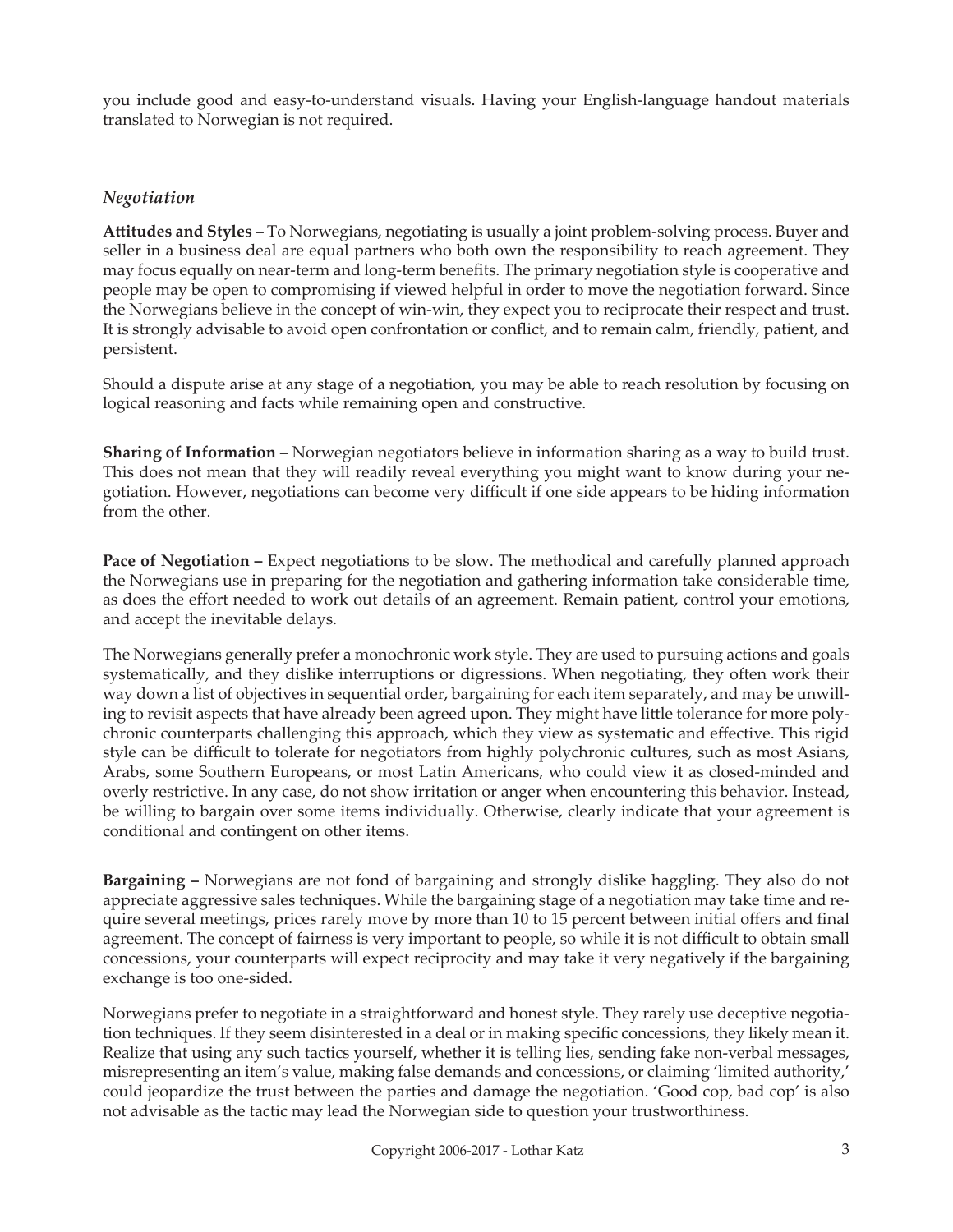you include good and easy-to-understand visuals. Having your English-language handout materials translated to Norwegian is not required.

### *Negotiation*

**Attitudes and Styles –** To Norwegians, negotiating is usually a joint problem-solving process. Buyer and seller in a business deal are equal partners who both own the responsibility to reach agreement. They may focus equally on near-term and long-term benefits. The primary negotiation style is cooperative and people may be open to compromising if viewed helpful in order to move the negotiation forward. Since the Norwegians believe in the concept of win-win, they expect you to reciprocate their respect and trust. It is strongly advisable to avoid open confrontation or conflict, and to remain calm, friendly, patient, and persistent.

Should a dispute arise at any stage of a negotiation, you may be able to reach resolution by focusing on logical reasoning and facts while remaining open and constructive.

**Sharing of Information –** Norwegian negotiators believe in information sharing as a way to build trust. This does not mean that they will readily reveal everything you might want to know during your negotiation. However, negotiations can become very difficult if one side appears to be hiding information from the other.

**Pace of Negotiation –** Expect negotiations to be slow. The methodical and carefully planned approach the Norwegians use in preparing for the negotiation and gathering information take considerable time, as does the effort needed to work out details of an agreement. Remain patient, control your emotions, and accept the inevitable delays.

The Norwegians generally prefer a monochronic work style. They are used to pursuing actions and goals systematically, and they dislike interruptions or digressions. When negotiating, they often work their way down a list of objectives in sequential order, bargaining for each item separately, and may be unwilling to revisit aspects that have already been agreed upon. They might have little tolerance for more polychronic counterparts challenging this approach, which they view as systematic and effective. This rigid style can be difficult to tolerate for negotiators from highly polychronic cultures, such as most Asians, Arabs, some Southern Europeans, or most Latin Americans, who could view it as closed-minded and overly restrictive. In any case, do not show irritation or anger when encountering this behavior. Instead, be willing to bargain over some items individually. Otherwise, clearly indicate that your agreement is conditional and contingent on other items.

**Bargaining –** Norwegians are not fond of bargaining and strongly dislike haggling. They also do not appreciate aggressive sales techniques. While the bargaining stage of a negotiation may take time and require several meetings, prices rarely move by more than 10 to 15 percent between initial offers and final agreement. The concept of fairness is very important to people, so while it is not difficult to obtain small concessions, your counterparts will expect reciprocity and may take it very negatively if the bargaining exchange is too one-sided.

Norwegians prefer to negotiate in a straightforward and honest style. They rarely use deceptive negotiation techniques. If they seem disinterested in a deal or in making specific concessions, they likely mean it. Realize that using any such tactics yourself, whether it is telling lies, sending fake non-verbal messages, misrepresenting an item's value, making false demands and concessions, or claiming 'limited authority,' could jeopardize the trust between the parties and damage the negotiation. 'Good cop, bad cop' is also not advisable as the tactic may lead the Norwegian side to question your trustworthiness.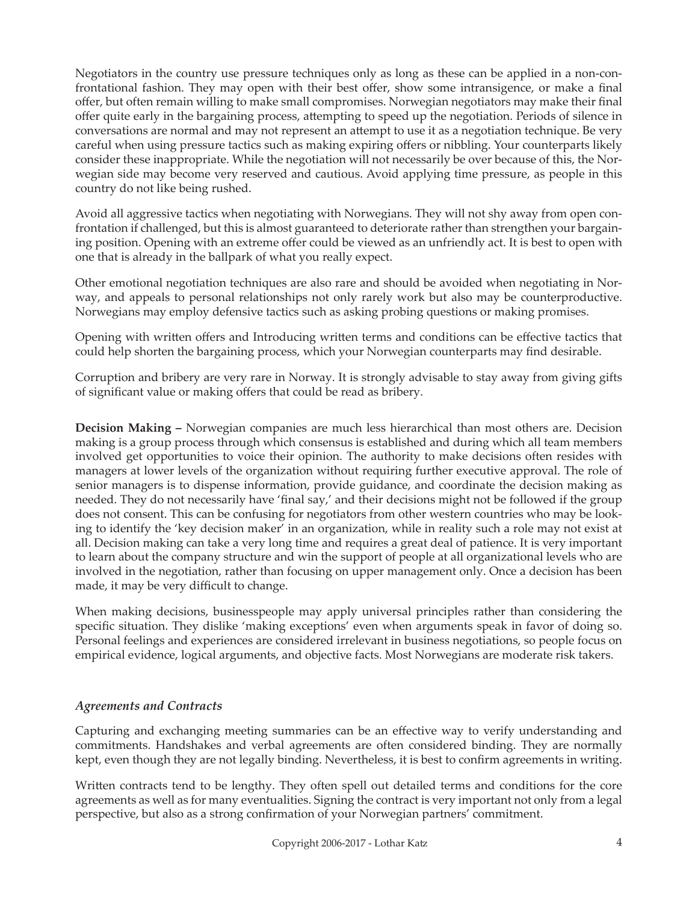Negotiators in the country use pressure techniques only as long as these can be applied in a non-confrontational fashion. They may open with their best offer, show some intransigence, or make a final offer, but often remain willing to make small compromises. Norwegian negotiators may make their final offer quite early in the bargaining process, attempting to speed up the negotiation. Periods of silence in conversations are normal and may not represent an attempt to use it as a negotiation technique. Be very careful when using pressure tactics such as making expiring offers or nibbling. Your counterparts likely consider these inappropriate. While the negotiation will not necessarily be over because of this, the Norwegian side may become very reserved and cautious. Avoid applying time pressure, as people in this country do not like being rushed.

Avoid all aggressive tactics when negotiating with Norwegians. They will not shy away from open confrontation if challenged, but this is almost guaranteed to deteriorate rather than strengthen your bargaining position. Opening with an extreme offer could be viewed as an unfriendly act. It is best to open with one that is already in the ballpark of what you really expect.

Other emotional negotiation techniques are also rare and should be avoided when negotiating in Norway, and appeals to personal relationships not only rarely work but also may be counterproductive. Norwegians may employ defensive tactics such as asking probing questions or making promises.

Opening with written offers and Introducing written terms and conditions can be effective tactics that could help shorten the bargaining process, which your Norwegian counterparts may find desirable.

Corruption and bribery are very rare in Norway. It is strongly advisable to stay away from giving gifts of significant value or making offers that could be read as bribery.

**Decision Making –** Norwegian companies are much less hierarchical than most others are. Decision making is a group process through which consensus is established and during which all team members involved get opportunities to voice their opinion. The authority to make decisions often resides with managers at lower levels of the organization without requiring further executive approval. The role of senior managers is to dispense information, provide guidance, and coordinate the decision making as needed. They do not necessarily have 'final say,' and their decisions might not be followed if the group does not consent. This can be confusing for negotiators from other western countries who may be looking to identify the 'key decision maker' in an organization, while in reality such a role may not exist at all. Decision making can take a very long time and requires a great deal of patience. It is very important to learn about the company structure and win the support of people at all organizational levels who are involved in the negotiation, rather than focusing on upper management only. Once a decision has been made, it may be very difficult to change.

When making decisions, businesspeople may apply universal principles rather than considering the specific situation. They dislike 'making exceptions' even when arguments speak in favor of doing so. Personal feelings and experiences are considered irrelevant in business negotiations, so people focus on empirical evidence, logical arguments, and objective facts. Most Norwegians are moderate risk takers.

### *Agreements and Contracts*

Capturing and exchanging meeting summaries can be an effective way to verify understanding and commitments. Handshakes and verbal agreements are often considered binding. They are normally kept, even though they are not legally binding. Nevertheless, it is best to confirm agreements in writing.

Written contracts tend to be lengthy. They often spell out detailed terms and conditions for the core agreements as well as for many eventualities. Signing the contract is very important not only from a legal perspective, but also as a strong confirmation of your Norwegian partners' commitment.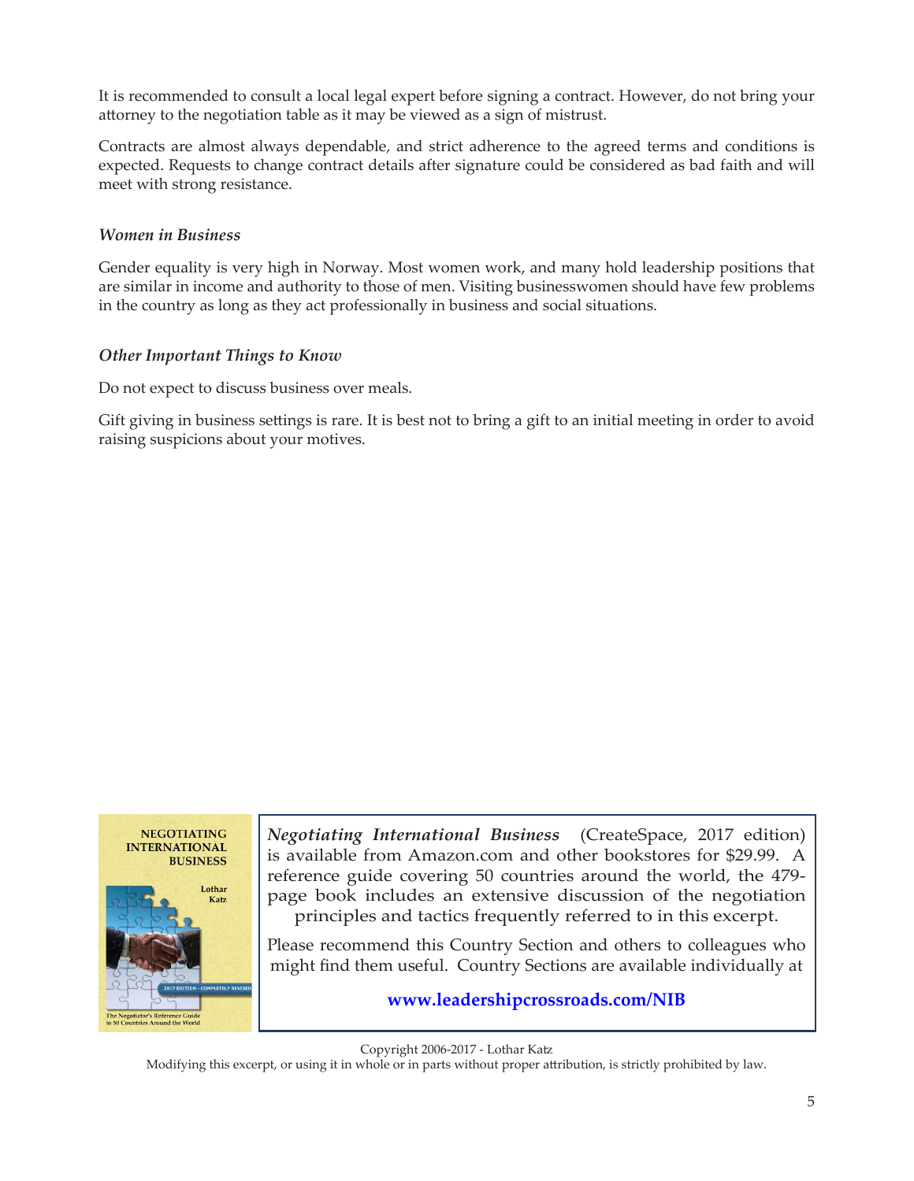It is recommended to consult a local legal expert before signing a contract. However, do not bring your attorney to the negotiation table as it may be viewed as a sign of mistrust.

Contracts are almost always dependable, and strict adherence to the agreed terms and conditions is expected. Requests to change contract details after signature could be considered as bad faith and will meet with strong resistance.

### *Women in Business*

Gender equality is very high in Norway. Most women work, and many hold leadership positions that are similar in income and authority to those of men. Visiting businesswomen should have few problems in the country as long as they act professionally in business and social situations.

### *Other Important Things to Know*

Do not expect to discuss business over meals.

Gift giving in business settings is rare. It is best not to bring a gift to an initial meeting in order to avoid raising suspicions about your motives.

NEGOTIATING INTERNATIONAL BUSINESS

Lothar Katz

2017 EDITION - COMPLETELY REVISED

The Negotiator's Reference Guide to 50 Countries Around the World

***Negotiating International Business*** (CreateSpace, 2017 edition) is available from Amazon.com and other bookstores for $29.99. A reference guide covering 50 countries around the world, the 479-page book includes an extensive discussion of the negotiation principles and tactics frequently referred to in this excerpt.

Please recommend this Country Section and others to colleagues who might find them useful. Country Sections are available individually at

**www.leadershipcrossroads.com/NIB**

Copyright 2006-2017 - Lothar Katz

Modifying this excerpt, or using it in whole or in parts without proper attribution, is strictly prohibited by law.